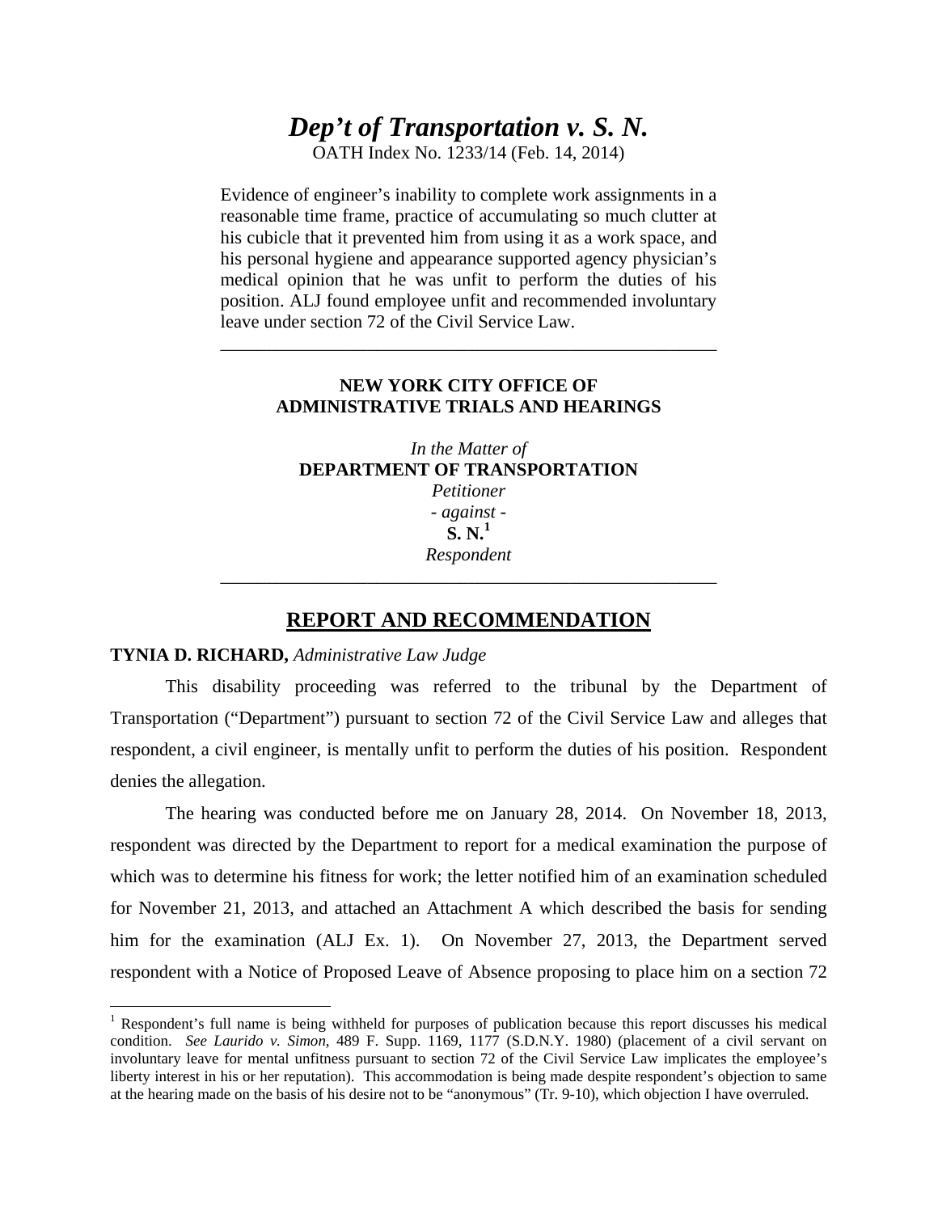# *Dep't of Transportation v. S. N.*

OATH Index No. 1233/14 (Feb. 14, 2014)

Evidence of engineer's inability to complete work assignments in a reasonable time frame, practice of accumulating so much clutter at his cubicle that it prevented him from using it as a work space, and his personal hygiene and appearance supported agency physician's medical opinion that he was unfit to perform the duties of his position. ALJ found employee unfit and recommended involuntary leave under section 72 of the Civil Service Law.

---

**NEW YORK CITY OFFICE OF ADMINISTRATIVE TRIALS AND HEARINGS**

*In the Matter of*
**DEPARTMENT OF TRANSPORTATION**
*Petitioner*
*- against -*
**S. N.**[1]
*Respondent*

---

## REPORT AND RECOMMENDATION

**TYNIA D. RICHARD,** *Administrative Law Judge*

This disability proceeding was referred to the tribunal by the Department of Transportation ("Department") pursuant to section 72 of the Civil Service Law and alleges that respondent, a civil engineer, is mentally unfit to perform the duties of his position. Respondent denies the allegation.

The hearing was conducted before me on January 28, 2014. On November 18, 2013, respondent was directed by the Department to report for a medical examination the purpose of which was to determine his fitness for work; the letter notified him of an examination scheduled for November 21, 2013, and attached an Attachment A which described the basis for sending him for the examination (ALJ Ex. 1). On November 27, 2013, the Department served respondent with a Notice of Proposed Leave of Absence proposing to place him on a section 72

---

[1] Respondent's full name is being withheld for purposes of publication because this report discusses his medical condition. *See Laurido v. Simon*, 489 F. Supp. 1169, 1177 (S.D.N.Y. 1980) (placement of a civil servant on involuntary leave for mental unfitness pursuant to section 72 of the Civil Service Law implicates the employee's liberty interest in his or her reputation). This accommodation is being made despite respondent's objection to same at the hearing made on the basis of his desire not to be "anonymous" (Tr. 9-10), which objection I have overruled.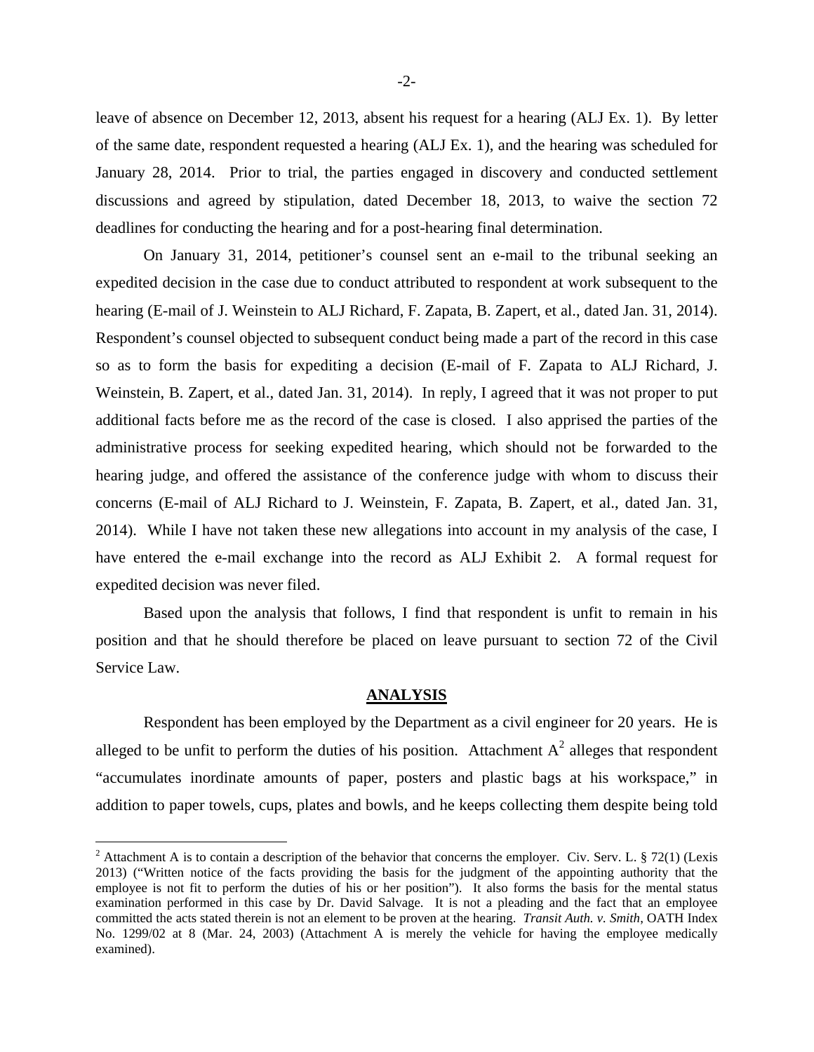leave of absence on December 12, 2013, absent his request for a hearing (ALJ Ex. 1). By letter of the same date, respondent requested a hearing (ALJ Ex. 1), and the hearing was scheduled for January 28, 2014. Prior to trial, the parties engaged in discovery and conducted settlement discussions and agreed by stipulation, dated December 18, 2013, to waive the section 72 deadlines for conducting the hearing and for a post-hearing final determination.

On January 31, 2014, petitioner's counsel sent an e-mail to the tribunal seeking an expedited decision in the case due to conduct attributed to respondent at work subsequent to the hearing (E-mail of J. Weinstein to ALJ Richard, F. Zapata, B. Zapert, et al., dated Jan. 31, 2014). Respondent's counsel objected to subsequent conduct being made a part of the record in this case so as to form the basis for expediting a decision (E-mail of F. Zapata to ALJ Richard, J. Weinstein, B. Zapert, et al., dated Jan. 31, 2014). In reply, I agreed that it was not proper to put additional facts before me as the record of the case is closed. I also apprised the parties of the administrative process for seeking expedited hearing, which should not be forwarded to the hearing judge, and offered the assistance of the conference judge with whom to discuss their concerns (E-mail of ALJ Richard to J. Weinstein, F. Zapata, B. Zapert, et al., dated Jan. 31, 2014). While I have not taken these new allegations into account in my analysis of the case, I have entered the e-mail exchange into the record as ALJ Exhibit 2. A formal request for expedited decision was never filed.

Based upon the analysis that follows, I find that respondent is unfit to remain in his position and that he should therefore be placed on leave pursuant to section 72 of the Civil Service Law.

## ANALYSIS

Respondent has been employed by the Department as a civil engineer for 20 years. He is alleged to be unfit to perform the duties of his position. Attachment A[2] alleges that respondent "accumulates inordinate amounts of paper, posters and plastic bags at his workspace," in addition to paper towels, cups, plates and bowls, and he keeps collecting them despite being told

---

[2] Attachment A is to contain a description of the behavior that concerns the employer. Civ. Serv. L. § 72(1) (Lexis 2013) ("Written notice of the facts providing the basis for the judgment of the appointing authority that the employee is not fit to perform the duties of his or her position"). It also forms the basis for the mental status examination performed in this case by Dr. David Salvage. It is not a pleading and the fact that an employee committed the acts stated therein is not an element to be proven at the hearing. *Transit Auth. v. Smith*, OATH Index No. 1299/02 at 8 (Mar. 24, 2003) (Attachment A is merely the vehicle for having the employee medically examined).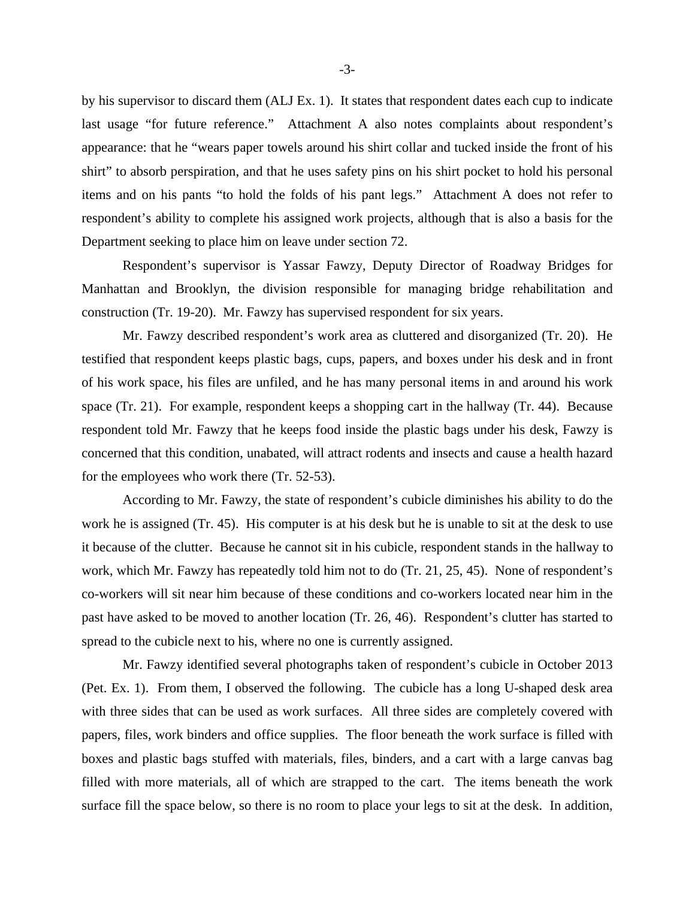by his supervisor to discard them (ALJ Ex. 1). It states that respondent dates each cup to indicate last usage "for future reference." Attachment A also notes complaints about respondent's appearance: that he "wears paper towels around his shirt collar and tucked inside the front of his shirt" to absorb perspiration, and that he uses safety pins on his shirt pocket to hold his personal items and on his pants "to hold the folds of his pant legs." Attachment A does not refer to respondent's ability to complete his assigned work projects, although that is also a basis for the Department seeking to place him on leave under section 72.

Respondent's supervisor is Yassar Fawzy, Deputy Director of Roadway Bridges for Manhattan and Brooklyn, the division responsible for managing bridge rehabilitation and construction (Tr. 19-20). Mr. Fawzy has supervised respondent for six years.

Mr. Fawzy described respondent's work area as cluttered and disorganized (Tr. 20). He testified that respondent keeps plastic bags, cups, papers, and boxes under his desk and in front of his work space, his files are unfiled, and he has many personal items in and around his work space (Tr. 21). For example, respondent keeps a shopping cart in the hallway (Tr. 44). Because respondent told Mr. Fawzy that he keeps food inside the plastic bags under his desk, Fawzy is concerned that this condition, unabated, will attract rodents and insects and cause a health hazard for the employees who work there (Tr. 52-53).

According to Mr. Fawzy, the state of respondent's cubicle diminishes his ability to do the work he is assigned (Tr. 45). His computer is at his desk but he is unable to sit at the desk to use it because of the clutter. Because he cannot sit in his cubicle, respondent stands in the hallway to work, which Mr. Fawzy has repeatedly told him not to do (Tr. 21, 25, 45). None of respondent's co-workers will sit near him because of these conditions and co-workers located near him in the past have asked to be moved to another location (Tr. 26, 46). Respondent's clutter has started to spread to the cubicle next to his, where no one is currently assigned.

Mr. Fawzy identified several photographs taken of respondent's cubicle in October 2013 (Pet. Ex. 1). From them, I observed the following. The cubicle has a long U-shaped desk area with three sides that can be used as work surfaces. All three sides are completely covered with papers, files, work binders and office supplies. The floor beneath the work surface is filled with boxes and plastic bags stuffed with materials, files, binders, and a cart with a large canvas bag filled with more materials, all of which are strapped to the cart. The items beneath the work surface fill the space below, so there is no room to place your legs to sit at the desk. In addition,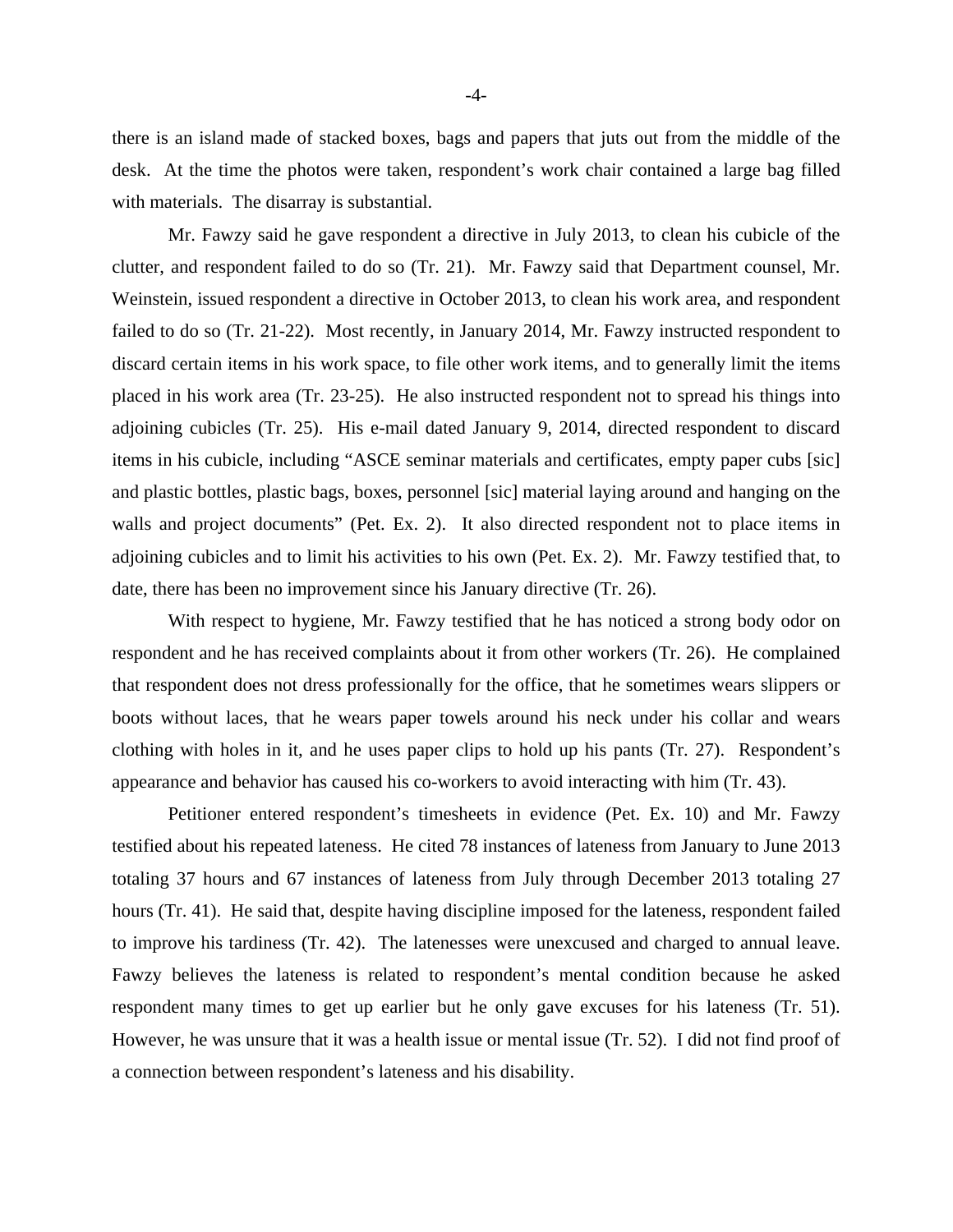there is an island made of stacked boxes, bags and papers that juts out from the middle of the desk. At the time the photos were taken, respondent's work chair contained a large bag filled with materials. The disarray is substantial.

Mr. Fawzy said he gave respondent a directive in July 2013, to clean his cubicle of the clutter, and respondent failed to do so (Tr. 21). Mr. Fawzy said that Department counsel, Mr. Weinstein, issued respondent a directive in October 2013, to clean his work area, and respondent failed to do so (Tr. 21-22). Most recently, in January 2014, Mr. Fawzy instructed respondent to discard certain items in his work space, to file other work items, and to generally limit the items placed in his work area (Tr. 23-25). He also instructed respondent not to spread his things into adjoining cubicles (Tr. 25). His e-mail dated January 9, 2014, directed respondent to discard items in his cubicle, including "ASCE seminar materials and certificates, empty paper cubs [sic] and plastic bottles, plastic bags, boxes, personnel [sic] material laying around and hanging on the walls and project documents" (Pet. Ex. 2). It also directed respondent not to place items in adjoining cubicles and to limit his activities to his own (Pet. Ex. 2). Mr. Fawzy testified that, to date, there has been no improvement since his January directive (Tr. 26).

With respect to hygiene, Mr. Fawzy testified that he has noticed a strong body odor on respondent and he has received complaints about it from other workers (Tr. 26). He complained that respondent does not dress professionally for the office, that he sometimes wears slippers or boots without laces, that he wears paper towels around his neck under his collar and wears clothing with holes in it, and he uses paper clips to hold up his pants (Tr. 27). Respondent's appearance and behavior has caused his co-workers to avoid interacting with him (Tr. 43).

Petitioner entered respondent's timesheets in evidence (Pet. Ex. 10) and Mr. Fawzy testified about his repeated lateness. He cited 78 instances of lateness from January to June 2013 totaling 37 hours and 67 instances of lateness from July through December 2013 totaling 27 hours (Tr. 41). He said that, despite having discipline imposed for the lateness, respondent failed to improve his tardiness (Tr. 42). The latenesses were unexcused and charged to annual leave. Fawzy believes the lateness is related to respondent's mental condition because he asked respondent many times to get up earlier but he only gave excuses for his lateness (Tr. 51). However, he was unsure that it was a health issue or mental issue (Tr. 52). I did not find proof of a connection between respondent's lateness and his disability.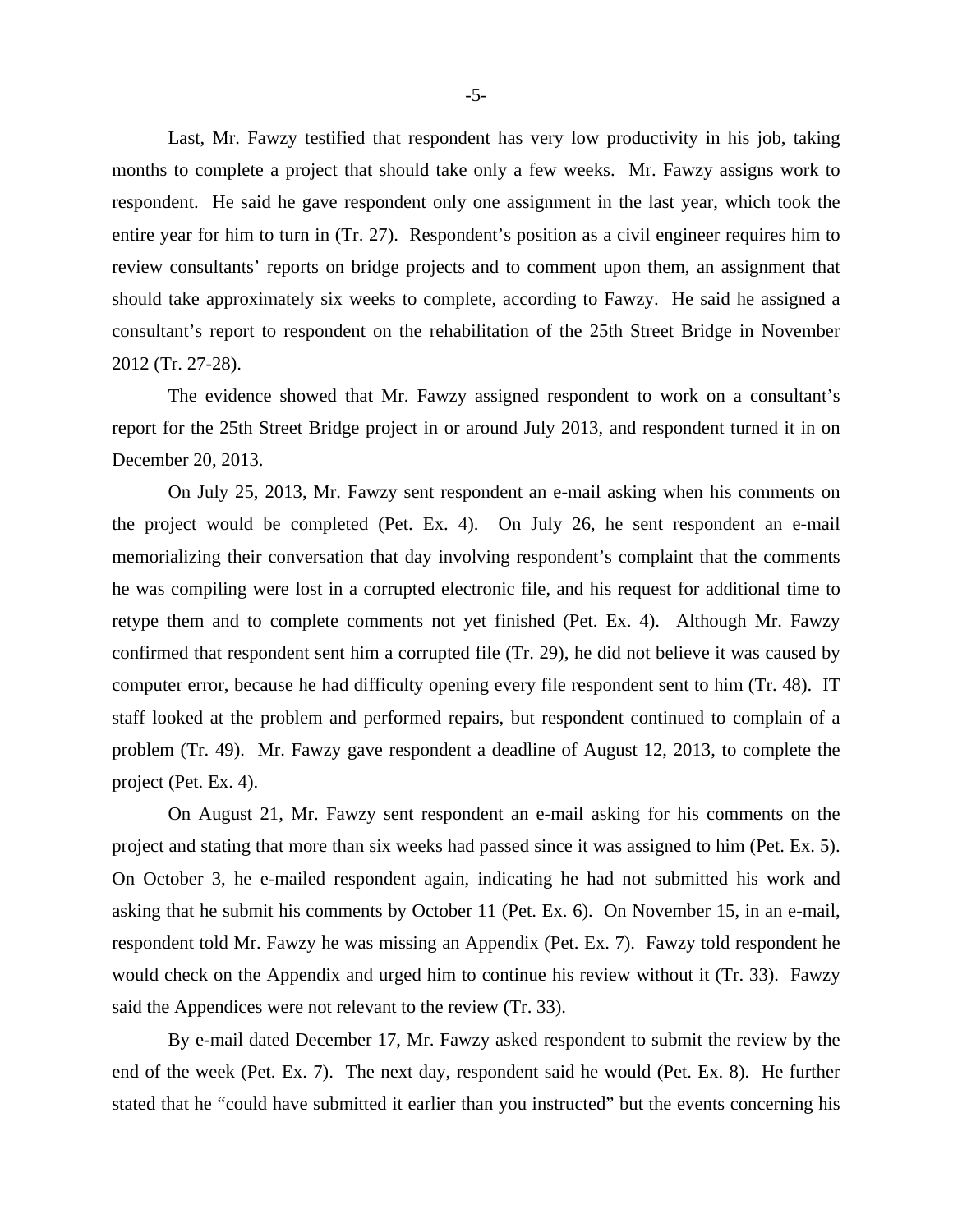Last, Mr. Fawzy testified that respondent has very low productivity in his job, taking months to complete a project that should take only a few weeks. Mr. Fawzy assigns work to respondent. He said he gave respondent only one assignment in the last year, which took the entire year for him to turn in (Tr. 27). Respondent's position as a civil engineer requires him to review consultants' reports on bridge projects and to comment upon them, an assignment that should take approximately six weeks to complete, according to Fawzy. He said he assigned a consultant's report to respondent on the rehabilitation of the 25th Street Bridge in November 2012 (Tr. 27-28).

The evidence showed that Mr. Fawzy assigned respondent to work on a consultant's report for the 25th Street Bridge project in or around July 2013, and respondent turned it in on December 20, 2013.

On July 25, 2013, Mr. Fawzy sent respondent an e-mail asking when his comments on the project would be completed (Pet. Ex. 4). On July 26, he sent respondent an e-mail memorializing their conversation that day involving respondent's complaint that the comments he was compiling were lost in a corrupted electronic file, and his request for additional time to retype them and to complete comments not yet finished (Pet. Ex. 4). Although Mr. Fawzy confirmed that respondent sent him a corrupted file (Tr. 29), he did not believe it was caused by computer error, because he had difficulty opening every file respondent sent to him (Tr. 48). IT staff looked at the problem and performed repairs, but respondent continued to complain of a problem (Tr. 49). Mr. Fawzy gave respondent a deadline of August 12, 2013, to complete the project (Pet. Ex. 4).

On August 21, Mr. Fawzy sent respondent an e-mail asking for his comments on the project and stating that more than six weeks had passed since it was assigned to him (Pet. Ex. 5). On October 3, he e-mailed respondent again, indicating he had not submitted his work and asking that he submit his comments by October 11 (Pet. Ex. 6). On November 15, in an e-mail, respondent told Mr. Fawzy he was missing an Appendix (Pet. Ex. 7). Fawzy told respondent he would check on the Appendix and urged him to continue his review without it (Tr. 33). Fawzy said the Appendices were not relevant to the review (Tr. 33).

By e-mail dated December 17, Mr. Fawzy asked respondent to submit the review by the end of the week (Pet. Ex. 7). The next day, respondent said he would (Pet. Ex. 8). He further stated that he "could have submitted it earlier than you instructed" but the events concerning his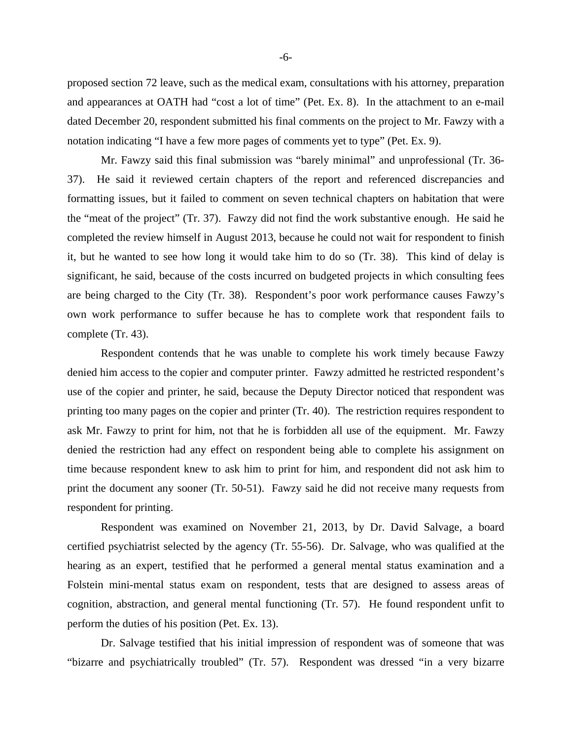proposed section 72 leave, such as the medical exam, consultations with his attorney, preparation and appearances at OATH had "cost a lot of time" (Pet. Ex. 8). In the attachment to an e-mail dated December 20, respondent submitted his final comments on the project to Mr. Fawzy with a notation indicating "I have a few more pages of comments yet to type" (Pet. Ex. 9).

Mr. Fawzy said this final submission was "barely minimal" and unprofessional (Tr. 36-37). He said it reviewed certain chapters of the report and referenced discrepancies and formatting issues, but it failed to comment on seven technical chapters on habitation that were the "meat of the project" (Tr. 37). Fawzy did not find the work substantive enough. He said he completed the review himself in August 2013, because he could not wait for respondent to finish it, but he wanted to see how long it would take him to do so (Tr. 38). This kind of delay is significant, he said, because of the costs incurred on budgeted projects in which consulting fees are being charged to the City (Tr. 38). Respondent's poor work performance causes Fawzy's own work performance to suffer because he has to complete work that respondent fails to complete (Tr. 43).

Respondent contends that he was unable to complete his work timely because Fawzy denied him access to the copier and computer printer. Fawzy admitted he restricted respondent's use of the copier and printer, he said, because the Deputy Director noticed that respondent was printing too many pages on the copier and printer (Tr. 40). The restriction requires respondent to ask Mr. Fawzy to print for him, not that he is forbidden all use of the equipment. Mr. Fawzy denied the restriction had any effect on respondent being able to complete his assignment on time because respondent knew to ask him to print for him, and respondent did not ask him to print the document any sooner (Tr. 50-51). Fawzy said he did not receive many requests from respondent for printing.

Respondent was examined on November 21, 2013, by Dr. David Salvage, a board certified psychiatrist selected by the agency (Tr. 55-56). Dr. Salvage, who was qualified at the hearing as an expert, testified that he performed a general mental status examination and a Folstein mini-mental status exam on respondent, tests that are designed to assess areas of cognition, abstraction, and general mental functioning (Tr. 57). He found respondent unfit to perform the duties of his position (Pet. Ex. 13).

Dr. Salvage testified that his initial impression of respondent was of someone that was "bizarre and psychiatrically troubled" (Tr. 57). Respondent was dressed "in a very bizarre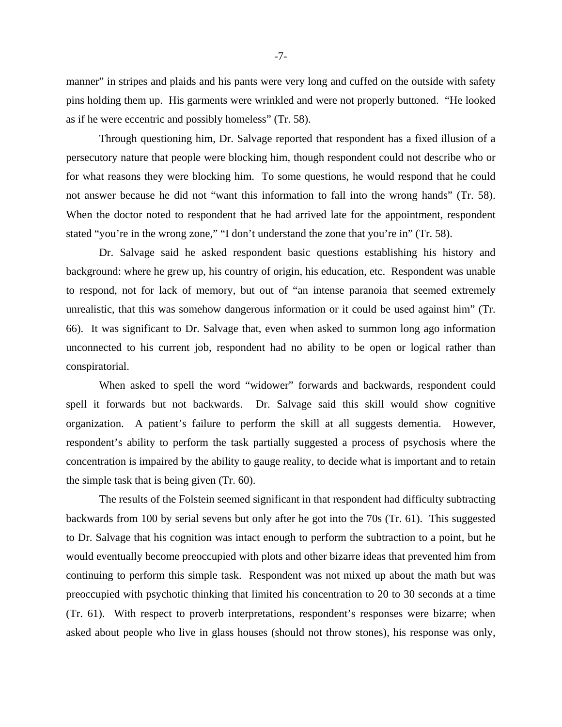manner" in stripes and plaids and his pants were very long and cuffed on the outside with safety pins holding them up. His garments were wrinkled and were not properly buttoned. "He looked as if he were eccentric and possibly homeless" (Tr. 58).

Through questioning him, Dr. Salvage reported that respondent has a fixed illusion of a persecutory nature that people were blocking him, though respondent could not describe who or for what reasons they were blocking him. To some questions, he would respond that he could not answer because he did not "want this information to fall into the wrong hands" (Tr. 58). When the doctor noted to respondent that he had arrived late for the appointment, respondent stated "you're in the wrong zone," "I don't understand the zone that you're in" (Tr. 58).

Dr. Salvage said he asked respondent basic questions establishing his history and background: where he grew up, his country of origin, his education, etc. Respondent was unable to respond, not for lack of memory, but out of "an intense paranoia that seemed extremely unrealistic, that this was somehow dangerous information or it could be used against him" (Tr. 66). It was significant to Dr. Salvage that, even when asked to summon long ago information unconnected to his current job, respondent had no ability to be open or logical rather than conspiratorial.

When asked to spell the word "widower" forwards and backwards, respondent could spell it forwards but not backwards. Dr. Salvage said this skill would show cognitive organization. A patient's failure to perform the skill at all suggests dementia. However, respondent's ability to perform the task partially suggested a process of psychosis where the concentration is impaired by the ability to gauge reality, to decide what is important and to retain the simple task that is being given (Tr. 60).

The results of the Folstein seemed significant in that respondent had difficulty subtracting backwards from 100 by serial sevens but only after he got into the 70s (Tr. 61). This suggested to Dr. Salvage that his cognition was intact enough to perform the subtraction to a point, but he would eventually become preoccupied with plots and other bizarre ideas that prevented him from continuing to perform this simple task. Respondent was not mixed up about the math but was preoccupied with psychotic thinking that limited his concentration to 20 to 30 seconds at a time (Tr. 61). With respect to proverb interpretations, respondent's responses were bizarre; when asked about people who live in glass houses (should not throw stones), his response was only,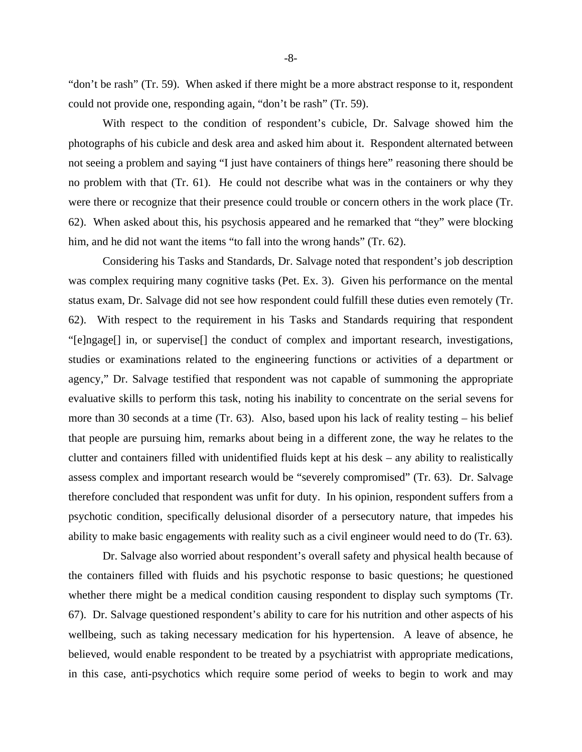"don't be rash" (Tr. 59). When asked if there might be a more abstract response to it, respondent could not provide one, responding again, "don't be rash" (Tr. 59).

With respect to the condition of respondent's cubicle, Dr. Salvage showed him the photographs of his cubicle and desk area and asked him about it. Respondent alternated between not seeing a problem and saying "I just have containers of things here" reasoning there should be no problem with that (Tr. 61). He could not describe what was in the containers or why they were there or recognize that their presence could trouble or concern others in the work place (Tr. 62). When asked about this, his psychosis appeared and he remarked that "they" were blocking him, and he did not want the items "to fall into the wrong hands" (Tr. 62).

Considering his Tasks and Standards, Dr. Salvage noted that respondent's job description was complex requiring many cognitive tasks (Pet. Ex. 3). Given his performance on the mental status exam, Dr. Salvage did not see how respondent could fulfill these duties even remotely (Tr. 62). With respect to the requirement in his Tasks and Standards requiring that respondent "[e]ngage[] in, or supervise[] the conduct of complex and important research, investigations, studies or examinations related to the engineering functions or activities of a department or agency," Dr. Salvage testified that respondent was not capable of summoning the appropriate evaluative skills to perform this task, noting his inability to concentrate on the serial sevens for more than 30 seconds at a time (Tr. 63). Also, based upon his lack of reality testing – his belief that people are pursuing him, remarks about being in a different zone, the way he relates to the clutter and containers filled with unidentified fluids kept at his desk – any ability to realistically assess complex and important research would be "severely compromised" (Tr. 63). Dr. Salvage therefore concluded that respondent was unfit for duty. In his opinion, respondent suffers from a psychotic condition, specifically delusional disorder of a persecutory nature, that impedes his ability to make basic engagements with reality such as a civil engineer would need to do (Tr. 63).

Dr. Salvage also worried about respondent's overall safety and physical health because of the containers filled with fluids and his psychotic response to basic questions; he questioned whether there might be a medical condition causing respondent to display such symptoms (Tr. 67). Dr. Salvage questioned respondent's ability to care for his nutrition and other aspects of his wellbeing, such as taking necessary medication for his hypertension. A leave of absence, he believed, would enable respondent to be treated by a psychiatrist with appropriate medications, in this case, anti-psychotics which require some period of weeks to begin to work and may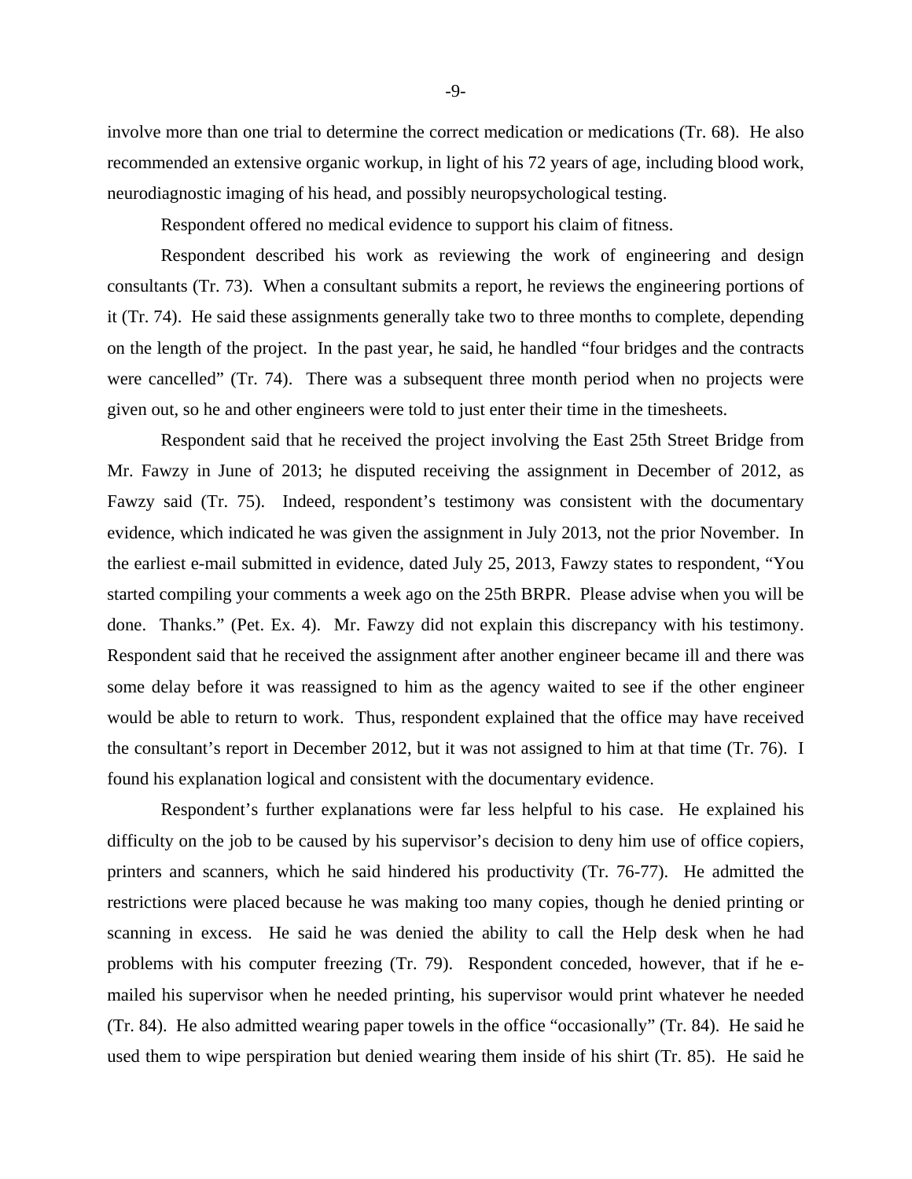involve more than one trial to determine the correct medication or medications (Tr. 68). He also recommended an extensive organic workup, in light of his 72 years of age, including blood work, neurodiagnostic imaging of his head, and possibly neuropsychological testing.

Respondent offered no medical evidence to support his claim of fitness.

Respondent described his work as reviewing the work of engineering and design consultants (Tr. 73). When a consultant submits a report, he reviews the engineering portions of it (Tr. 74). He said these assignments generally take two to three months to complete, depending on the length of the project. In the past year, he said, he handled "four bridges and the contracts were cancelled" (Tr. 74). There was a subsequent three month period when no projects were given out, so he and other engineers were told to just enter their time in the timesheets.

Respondent said that he received the project involving the East 25th Street Bridge from Mr. Fawzy in June of 2013; he disputed receiving the assignment in December of 2012, as Fawzy said (Tr. 75). Indeed, respondent's testimony was consistent with the documentary evidence, which indicated he was given the assignment in July 2013, not the prior November. In the earliest e-mail submitted in evidence, dated July 25, 2013, Fawzy states to respondent, "You started compiling your comments a week ago on the 25th BRPR. Please advise when you will be done. Thanks." (Pet. Ex. 4). Mr. Fawzy did not explain this discrepancy with his testimony. Respondent said that he received the assignment after another engineer became ill and there was some delay before it was reassigned to him as the agency waited to see if the other engineer would be able to return to work. Thus, respondent explained that the office may have received the consultant's report in December 2012, but it was not assigned to him at that time (Tr. 76). I found his explanation logical and consistent with the documentary evidence.

Respondent's further explanations were far less helpful to his case. He explained his difficulty on the job to be caused by his supervisor's decision to deny him use of office copiers, printers and scanners, which he said hindered his productivity (Tr. 76-77). He admitted the restrictions were placed because he was making too many copies, though he denied printing or scanning in excess. He said he was denied the ability to call the Help desk when he had problems with his computer freezing (Tr. 79). Respondent conceded, however, that if he e-mailed his supervisor when he needed printing, his supervisor would print whatever he needed (Tr. 84). He also admitted wearing paper towels in the office "occasionally" (Tr. 84). He said he used them to wipe perspiration but denied wearing them inside of his shirt (Tr. 85). He said he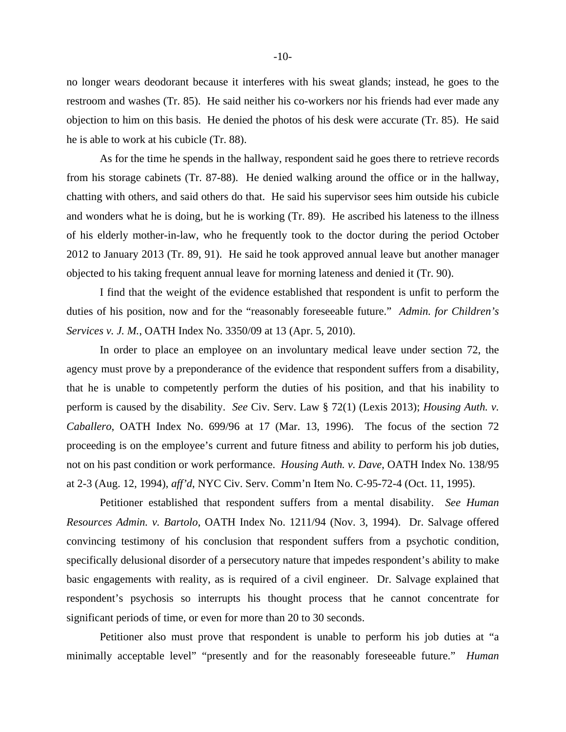no longer wears deodorant because it interferes with his sweat glands; instead, he goes to the restroom and washes (Tr. 85). He said neither his co-workers nor his friends had ever made any objection to him on this basis. He denied the photos of his desk were accurate (Tr. 85). He said he is able to work at his cubicle (Tr. 88).

As for the time he spends in the hallway, respondent said he goes there to retrieve records from his storage cabinets (Tr. 87-88). He denied walking around the office or in the hallway, chatting with others, and said others do that. He said his supervisor sees him outside his cubicle and wonders what he is doing, but he is working (Tr. 89). He ascribed his lateness to the illness of his elderly mother-in-law, who he frequently took to the doctor during the period October 2012 to January 2013 (Tr. 89, 91). He said he took approved annual leave but another manager objected to his taking frequent annual leave for morning lateness and denied it (Tr. 90).

I find that the weight of the evidence established that respondent is unfit to perform the duties of his position, now and for the "reasonably foreseeable future." *Admin. for Children's Services v. J. M.*, OATH Index No. 3350/09 at 13 (Apr. 5, 2010).

In order to place an employee on an involuntary medical leave under section 72, the agency must prove by a preponderance of the evidence that respondent suffers from a disability, that he is unable to competently perform the duties of his position, and that his inability to perform is caused by the disability. *See* Civ. Serv. Law § 72(1) (Lexis 2013); *Housing Auth. v. Caballero*, OATH Index No. 699/96 at 17 (Mar. 13, 1996). The focus of the section 72 proceeding is on the employee's current and future fitness and ability to perform his job duties, not on his past condition or work performance. *Housing Auth. v. Dave*, OATH Index No. 138/95 at 2-3 (Aug. 12, 1994), *aff'd*, NYC Civ. Serv. Comm'n Item No. C-95-72-4 (Oct. 11, 1995).

Petitioner established that respondent suffers from a mental disability. *See Human Resources Admin. v. Bartolo*, OATH Index No. 1211/94 (Nov. 3, 1994). Dr. Salvage offered convincing testimony of his conclusion that respondent suffers from a psychotic condition, specifically delusional disorder of a persecutory nature that impedes respondent's ability to make basic engagements with reality, as is required of a civil engineer. Dr. Salvage explained that respondent's psychosis so interrupts his thought process that he cannot concentrate for significant periods of time, or even for more than 20 to 30 seconds.

Petitioner also must prove that respondent is unable to perform his job duties at "a minimally acceptable level" "presently and for the reasonably foreseeable future." *Human*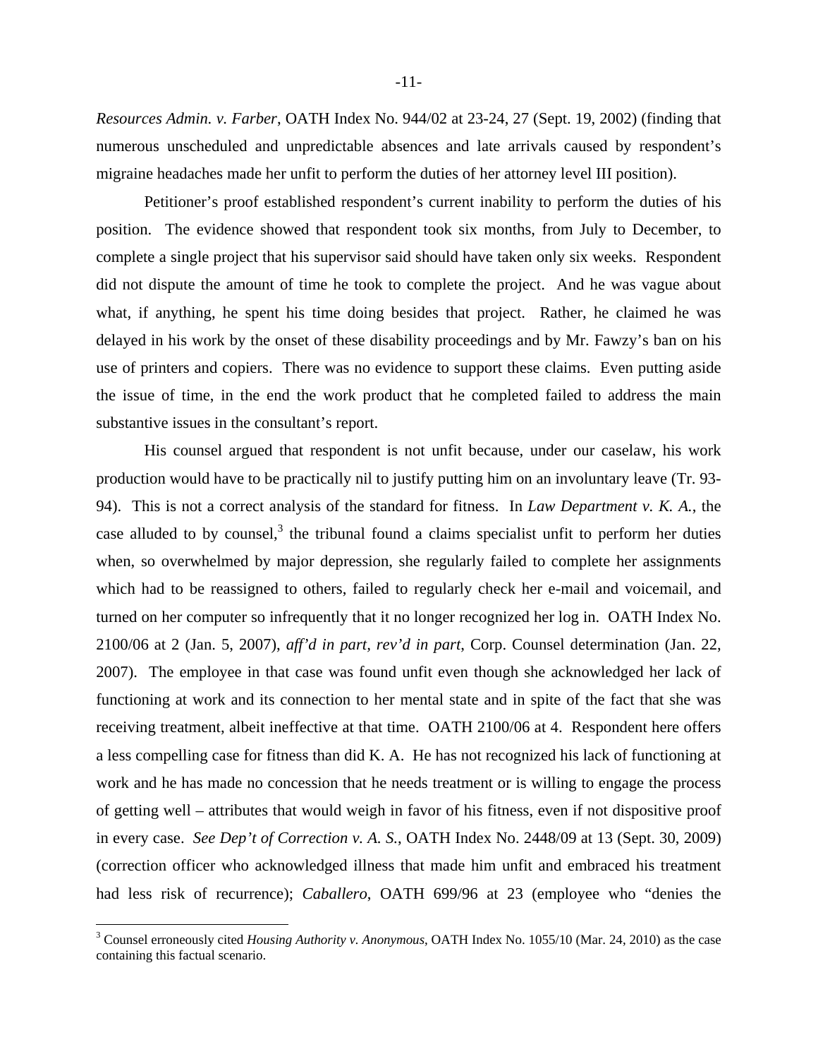*Resources Admin. v. Farber*, OATH Index No. 944/02 at 23-24, 27 (Sept. 19, 2002) (finding that numerous unscheduled and unpredictable absences and late arrivals caused by respondent's migraine headaches made her unfit to perform the duties of her attorney level III position).

Petitioner's proof established respondent's current inability to perform the duties of his position. The evidence showed that respondent took six months, from July to December, to complete a single project that his supervisor said should have taken only six weeks. Respondent did not dispute the amount of time he took to complete the project. And he was vague about what, if anything, he spent his time doing besides that project. Rather, he claimed he was delayed in his work by the onset of these disability proceedings and by Mr. Fawzy's ban on his use of printers and copiers. There was no evidence to support these claims. Even putting aside the issue of time, in the end the work product that he completed failed to address the main substantive issues in the consultant's report.

His counsel argued that respondent is not unfit because, under our caselaw, his work production would have to be practically nil to justify putting him on an involuntary leave (Tr. 93-94). This is not a correct analysis of the standard for fitness. In *Law Department v. K. A.*, the case alluded to by counsel,[3] the tribunal found a claims specialist unfit to perform her duties when, so overwhelmed by major depression, she regularly failed to complete her assignments which had to be reassigned to others, failed to regularly check her e-mail and voicemail, and turned on her computer so infrequently that it no longer recognized her log in. OATH Index No. 2100/06 at 2 (Jan. 5, 2007), *aff'd in part, rev'd in part*, Corp. Counsel determination (Jan. 22, 2007). The employee in that case was found unfit even though she acknowledged her lack of functioning at work and its connection to her mental state and in spite of the fact that she was receiving treatment, albeit ineffective at that time. OATH 2100/06 at 4. Respondent here offers a less compelling case for fitness than did K. A. He has not recognized his lack of functioning at work and he has made no concession that he needs treatment or is willing to engage the process of getting well – attributes that would weigh in favor of his fitness, even if not dispositive proof in every case. *See Dep't of Correction v. A. S.*, OATH Index No. 2448/09 at 13 (Sept. 30, 2009) (correction officer who acknowledged illness that made him unfit and embraced his treatment had less risk of recurrence); *Caballero*, OATH 699/96 at 23 (employee who "denies the

---

[3] Counsel erroneously cited *Housing Authority v. Anonymous*, OATH Index No. 1055/10 (Mar. 24, 2010) as the case containing this factual scenario.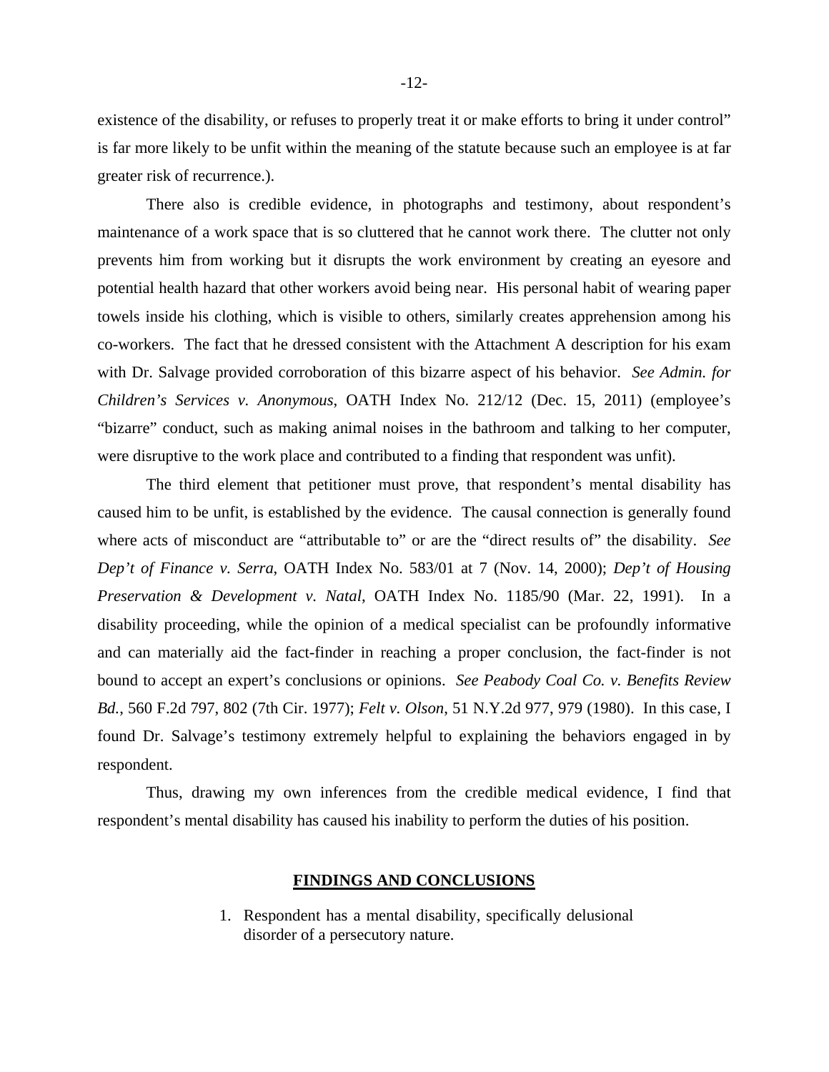existence of the disability, or refuses to properly treat it or make efforts to bring it under control" is far more likely to be unfit within the meaning of the statute because such an employee is at far greater risk of recurrence.).

There also is credible evidence, in photographs and testimony, about respondent's maintenance of a work space that is so cluttered that he cannot work there. The clutter not only prevents him from working but it disrupts the work environment by creating an eyesore and potential health hazard that other workers avoid being near. His personal habit of wearing paper towels inside his clothing, which is visible to others, similarly creates apprehension among his co-workers. The fact that he dressed consistent with the Attachment A description for his exam with Dr. Salvage provided corroboration of this bizarre aspect of his behavior. *See Admin. for Children's Services v. Anonymous*, OATH Index No. 212/12 (Dec. 15, 2011) (employee's "bizarre" conduct, such as making animal noises in the bathroom and talking to her computer, were disruptive to the work place and contributed to a finding that respondent was unfit).

The third element that petitioner must prove, that respondent's mental disability has caused him to be unfit, is established by the evidence. The causal connection is generally found where acts of misconduct are "attributable to" or are the "direct results of" the disability. *See Dep't of Finance v. Serra*, OATH Index No. 583/01 at 7 (Nov. 14, 2000); *Dep't of Housing Preservation & Development v. Natal*, OATH Index No. 1185/90 (Mar. 22, 1991). In a disability proceeding, while the opinion of a medical specialist can be profoundly informative and can materially aid the fact-finder in reaching a proper conclusion, the fact-finder is not bound to accept an expert's conclusions or opinions. *See Peabody Coal Co. v. Benefits Review Bd.*, 560 F.2d 797, 802 (7th Cir. 1977); *Felt v. Olson*, 51 N.Y.2d 977, 979 (1980). In this case, I found Dr. Salvage's testimony extremely helpful to explaining the behaviors engaged in by respondent.

Thus, drawing my own inferences from the credible medical evidence, I find that respondent's mental disability has caused his inability to perform the duties of his position.

## FINDINGS AND CONCLUSIONS

1. Respondent has a mental disability, specifically delusional disorder of a persecutory nature.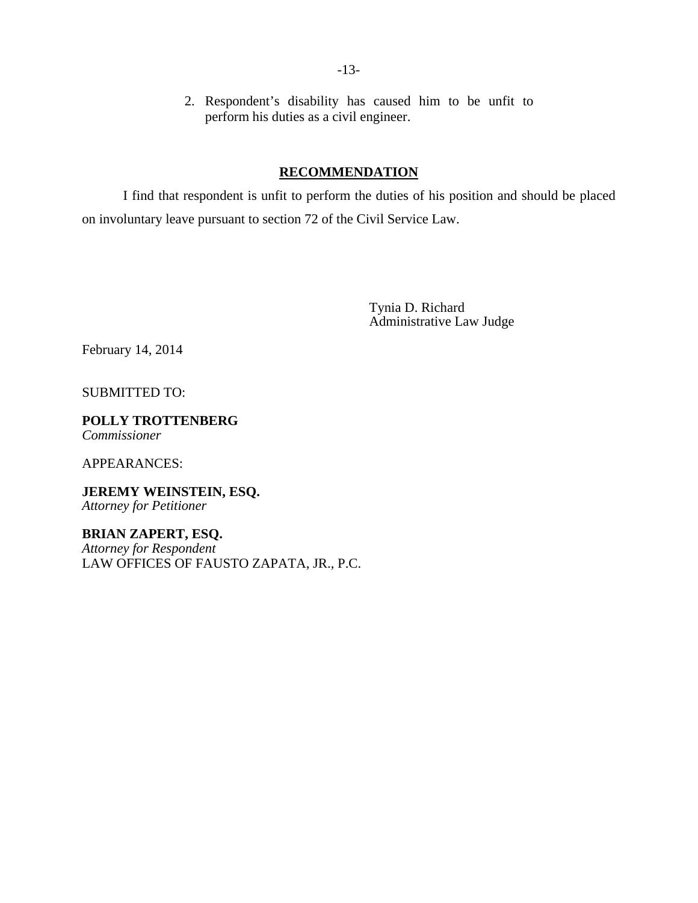2. Respondent's disability has caused him to be unfit to perform his duties as a civil engineer.

## RECOMMENDATION

I find that respondent is unfit to perform the duties of his position and should be placed on involuntary leave pursuant to section 72 of the Civil Service Law.

Tynia D. Richard
Administrative Law Judge

February 14, 2014

SUBMITTED TO:

**POLLY TROTTENBERG**
*Commissioner*

APPEARANCES:

**JEREMY WEINSTEIN, ESQ.**
*Attorney for Petitioner*

**BRIAN ZAPERT, ESQ.**
*Attorney for Respondent*
LAW OFFICES OF FAUSTO ZAPATA, JR., P.C.